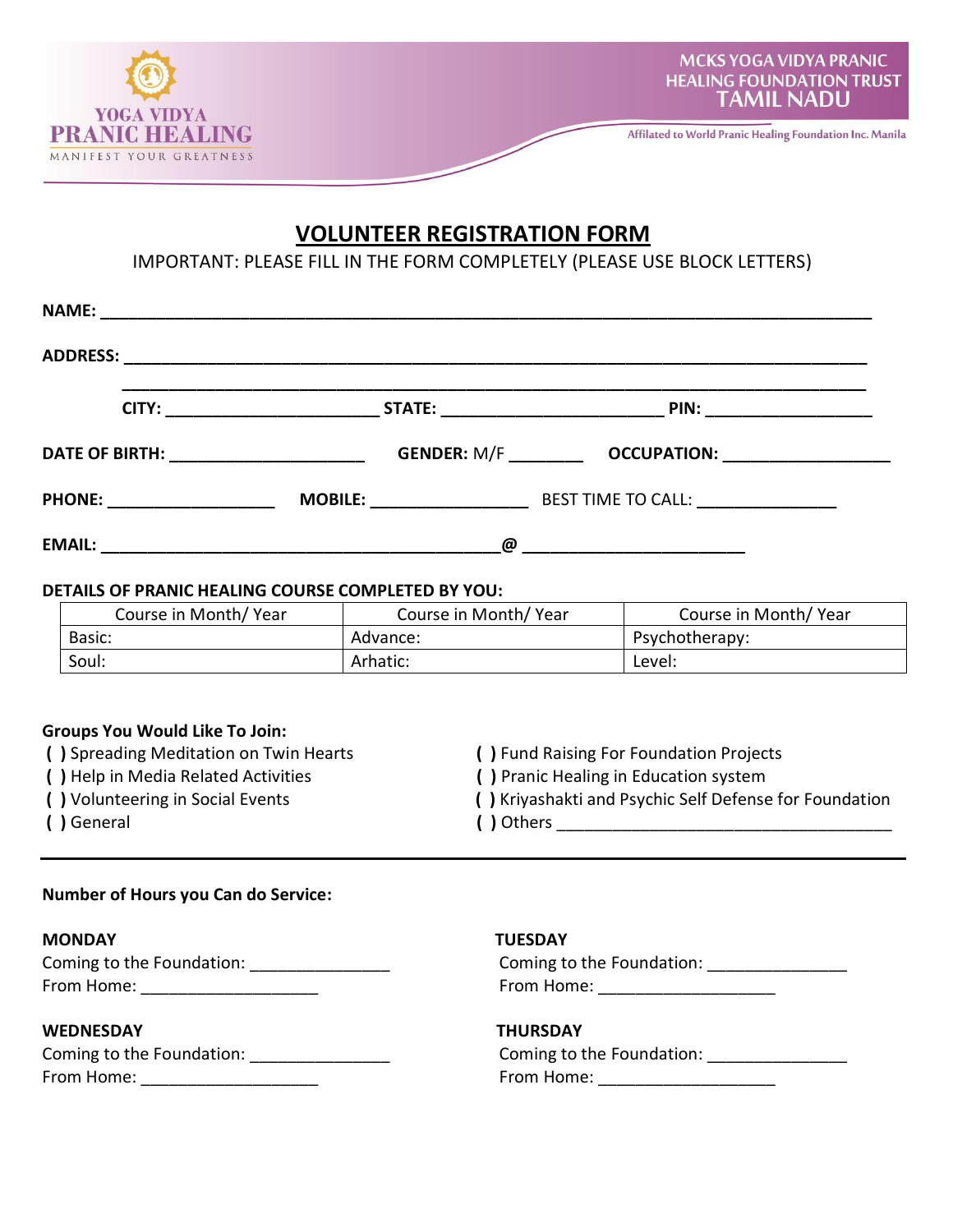YOGA VIDYA PRANIC HEALING

MANIFEST YOUR GREATNESS

MCKS YOGA VIDYA PRANIC HEALING FOUNDATION TRUST TAMIL NADU

Affilated to World Pranic Healing Foundation Inc. Manila

# VOLUNTEER REGISTRATION FORM

IMPORTANT: PLEASE FILL IN THE FORM COMPLETELY (PLEASE USE BLOCK LETTERS)

**NAME:** ________________________________________________________________________________

**ADDRESS:** ______________________________________________________________________________

______________________________________________________________________________

**CITY:** ______________________ **STATE:** _______________________ **PIN:** _________________

**DATE OF BIRTH:** _____________________ **GENDER:** M/F ________ **OCCUPATION:** __________________

**PHONE:** __________________ **MOBILE:** _________________ BEST TIME TO CALL: _______________

**EMAIL:** ____________________________________________**@** ________________________

**DETAILS OF PRANIC HEALING COURSE COMPLETED BY YOU:**

| Course in Month/ Year | Course in Month/ Year | Course in Month/ Year |
|---|---|---|
| Basic: | Advance: | Psychotherapy: |
| Soul: | Arhatic: | Level: |

**Groups You Would Like To Join:**

**( )** Spreading Meditation on Twin Hearts
**( )** Help in Media Related Activities
**( )** Volunteering in Social Events
**( )** General
**( )** Fund Raising For Foundation Projects
**( )** Pranic Healing in Education system
**( )** Kriyashakti and Psychic Self Defense for Foundation
**( )** Others ____________________________________

---

**Number of Hours you Can do Service:**

**MONDAY**
Coming to the Foundation: _______________
From Home: ___________________

**TUESDAY**
Coming to the Foundation: _______________
From Home: ___________________

**WEDNESDAY**
Coming to the Foundation: _______________
From Home: ___________________

**THURSDAY**
Coming to the Foundation: _______________
From Home: ___________________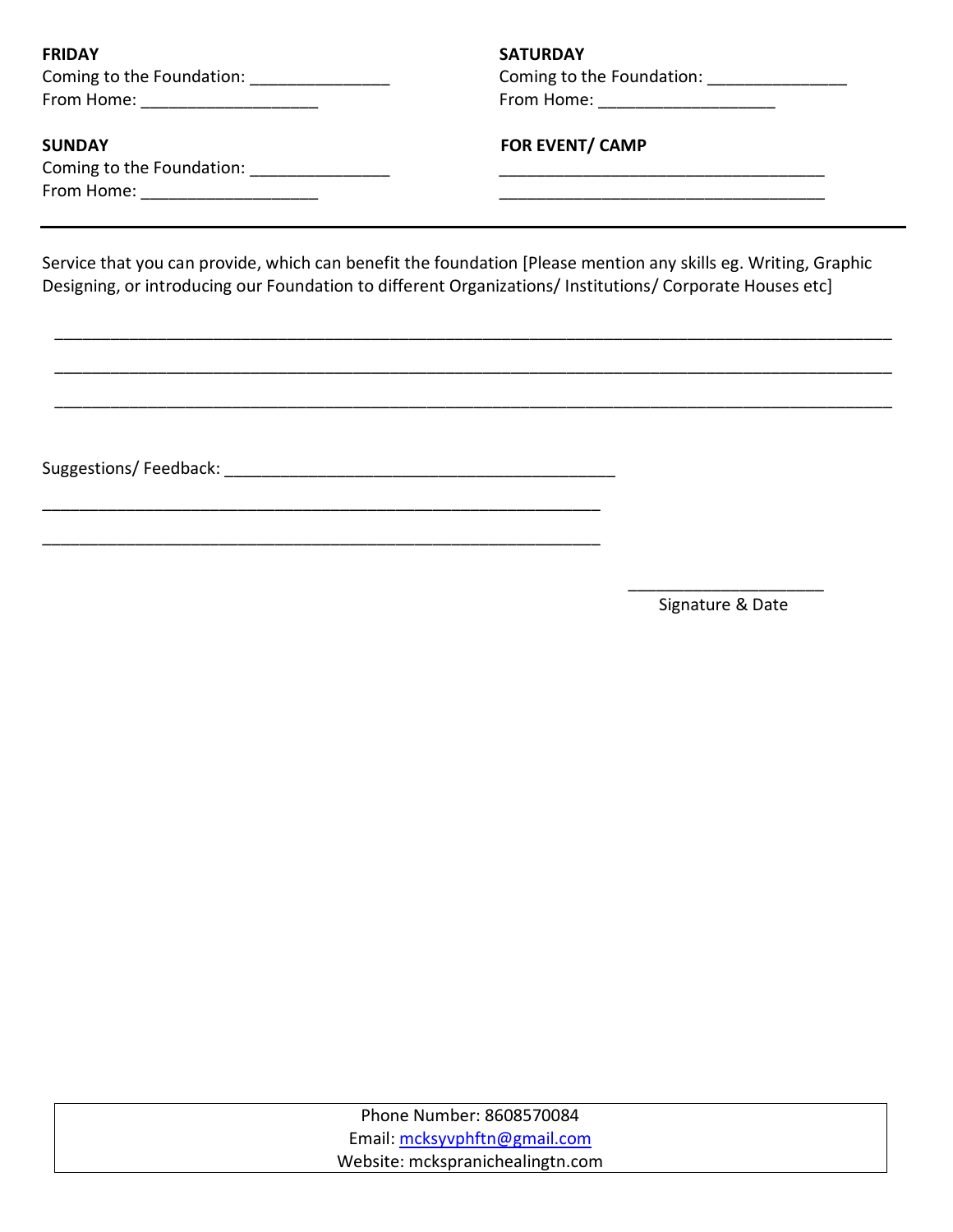**FRIDAY**
Coming to the Foundation: _______________
From Home: ___________________

**SATURDAY**
Coming to the Foundation: _______________
From Home: ___________________

**SUNDAY**
Coming to the Foundation: _______________
From Home: ___________________

**FOR EVENT/ CAMP**
___________________________________
___________________________________

---

Service that you can provide, which can benefit the foundation [Please mention any skills eg. Writing, Graphic Designing, or introducing our Foundation to different Organizations/ Institutions/ Corporate Houses etc]

___________________________________________________________________________________________

___________________________________________________________________________________________

___________________________________________________________________________________________

Suggestions/ Feedback: __________________________________________

____________________________________________________________

____________________________________________________________

_____________________
Signature & Date

Phone Number: 8608570084
Email: mcksyvphftn@gmail.com
Website: mckspranichealingtn.com